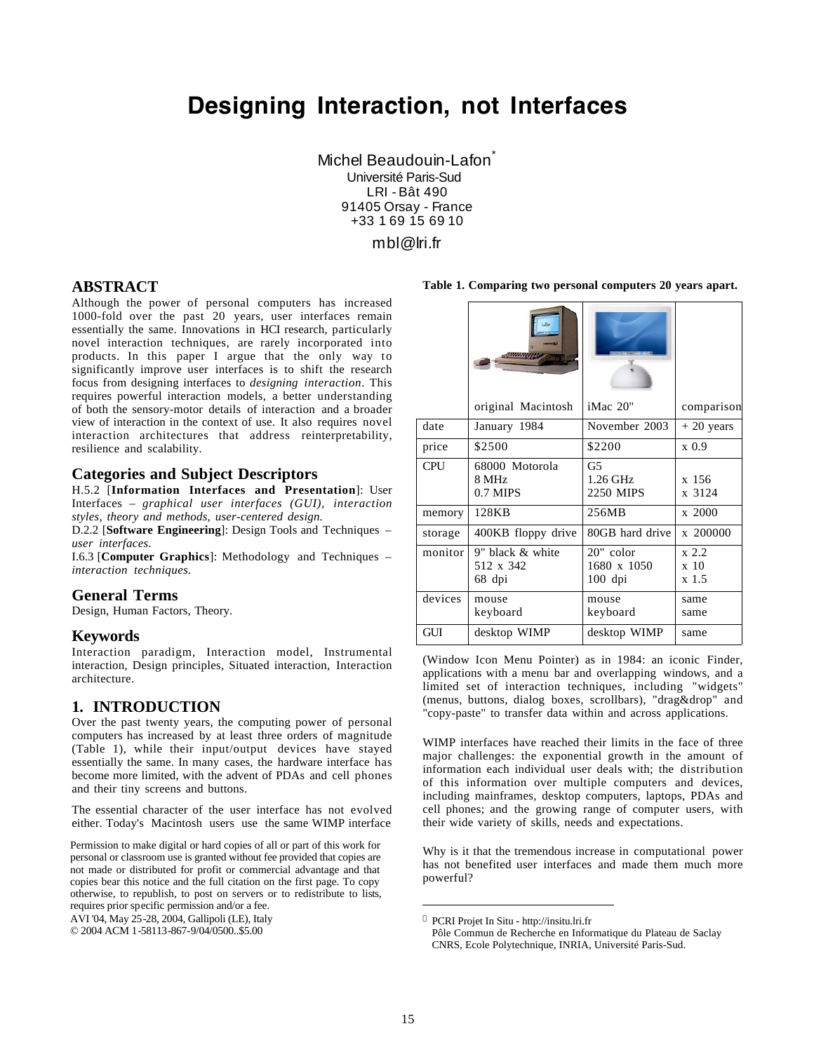# Designing Interaction, not Interfaces

Michel Beaudouin-Lafon[*]
Université Paris-Sud
LRI - Bât 490
91405 Orsay - France
+33 1 69 15 69 10
mbl@lri.fr

## ABSTRACT

Although the power of personal computers has increased 1000-fold over the past 20 years, user interfaces remain essentially the same. Innovations in HCI research, particularly novel interaction techniques, are rarely incorporated into products. In this paper I argue that the only way to significantly improve user interfaces is to shift the research focus from designing interfaces to *designing interaction*. This requires powerful interaction models, a better understanding of both the sensory-motor details of interaction and a broader view of interaction in the context of use. It also requires novel interaction architectures that address reinterpretability, resilience and scalability.

## Categories and Subject Descriptors

H.5.2 [**Information Interfaces and Presentation**]: User Interfaces – *graphical user interfaces (GUI), interaction styles, theory and methods, user-centered design.*

D.2.2 [**Software Engineering**]: Design Tools and Techniques – *user interfaces.*

I.6.3 [**Computer Graphics**]: Methodology and Techniques – *interaction techniques.*

## General Terms

Design, Human Factors, Theory.

## Keywords

Interaction paradigm, Interaction model, Instrumental interaction, Design principles, Situated interaction, Interaction architecture.

## 1. INTRODUCTION

Over the past twenty years, the computing power of personal computers has increased by at least three orders of magnitude (Table 1), while their input/output devices have stayed essentially the same. In many cases, the hardware interface has become more limited, with the advent of PDAs and cell phones and their tiny screens and buttons.

The essential character of the user interface has not evolved either. Today's Macintosh users use the same WIMP interface (Window Icon Menu Pointer) as in 1984: an iconic Finder, applications with a menu bar and overlapping windows, and a limited set of interaction techniques, including "widgets" (menus, buttons, dialog boxes, scrollbars), "drag&drop" and "copy-paste" to transfer data within and across applications.

**Table 1. Comparing two personal computers 20 years apart.**

| | original Macintosh | iMac 20" | comparison |
|---|---|---|---|
| date | January 1984 | November 2003 | + 20 years |
| price | \$2500 | \$2200 | x 0.9 |
| CPU | 68000 Motorola<br>8 MHz<br>0.7 MIPS | G5<br>1.26 GHz<br>2250 MIPS | x 156<br>x 3124 |
| memory | 128KB | 256MB | x 2000 |
| storage | 400KB floppy drive | 80GB hard drive | x 200000 |
| monitor | 9" black & white<br>512 x 342<br>68 dpi | 20" color<br>1680 x 1050<br>100 dpi | x 2.2<br>x 10<br>x 1.5 |
| devices | mouse<br>keyboard | mouse<br>keyboard | same<br>same |
| GUI | desktop WIMP | desktop WIMP | same |

WIMP interfaces have reached their limits in the face of three major challenges: the exponential growth in the amount of information each individual user deals with; the distribution of this information over multiple computers and devices, including mainframes, desktop computers, laptops, PDAs and cell phones; and the growing range of computer users, with their wide variety of skills, needs and expectations.

Why is it that the tremendous increase in computational power has not benefited user interfaces and made them much more powerful?

Permission to make digital or hard copies of all or part of this work for personal or classroom use is granted without fee provided that copies are not made or distributed for profit or commercial advantage and that copies bear this notice and the full citation on the first page. To copy otherwise, to republish, to post on servers or to redistribute to lists, requires prior specific permission and/or a fee.
AVI '04, May 25-28, 2004, Gallipoli (LE), Italy
© 2004 ACM 1-58113-867-9/04/0500..$5.00

[*] PCRI Projet In Situ - http://insitu.lri.fr
Pôle Commun de Recherche en Informatique du Plateau de Saclay
CNRS, Ecole Polytechnique, INRIA, Université Paris-Sud.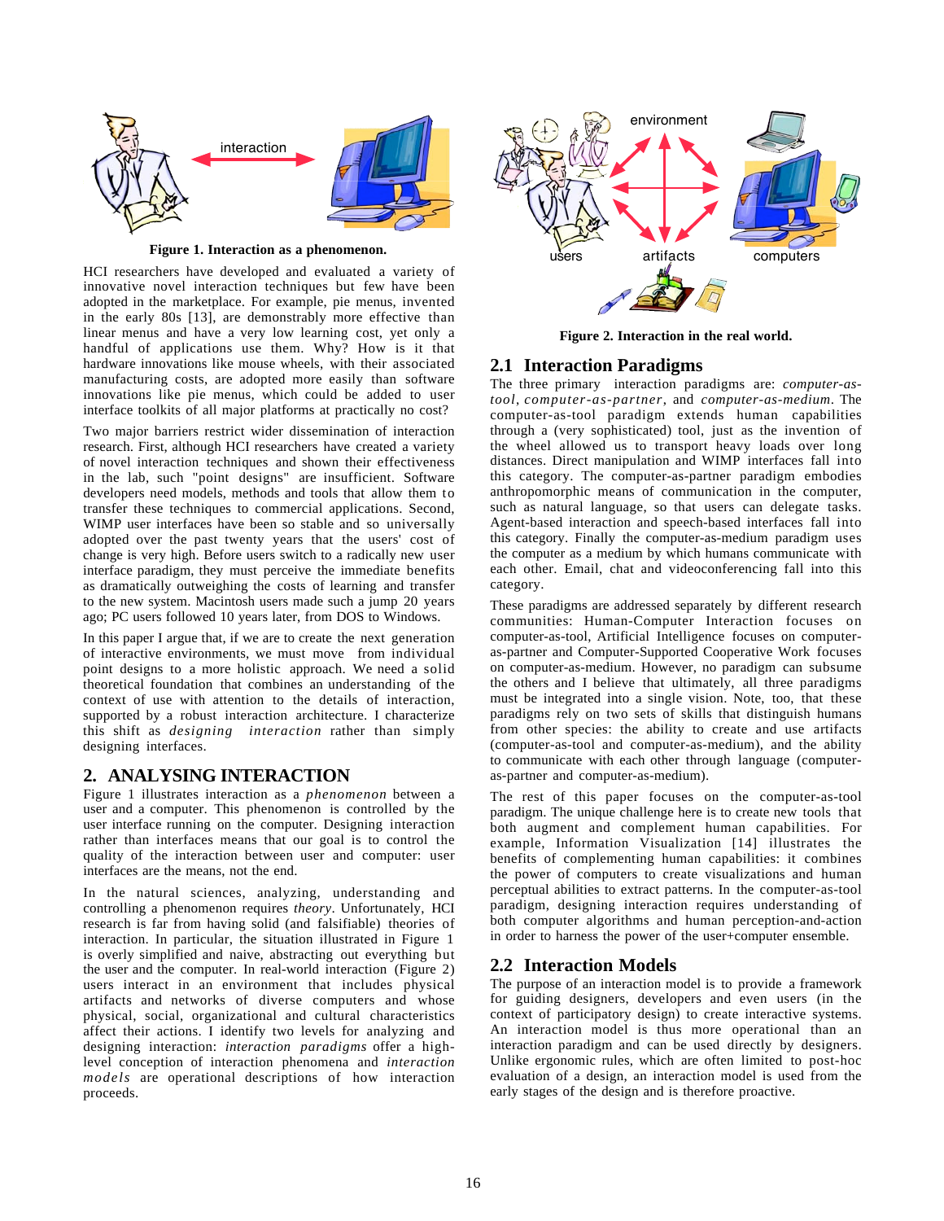**Figure 1. Interaction as a phenomenon.**

HCI researchers have developed and evaluated a variety of innovative novel interaction techniques but few have been adopted in the marketplace. For example, pie menus, invented in the early 80s [13], are demonstrably more effective than linear menus and have a very low learning cost, yet only a handful of applications use them. Why? How is it that hardware innovations like mouse wheels, with their associated manufacturing costs, are adopted more easily than software innovations like pie menus, which could be added to user interface toolkits of all major platforms at practically no cost?

Two major barriers restrict wider dissemination of interaction research. First, although HCI researchers have created a variety of novel interaction techniques and shown their effectiveness in the lab, such "point designs" are insufficient. Software developers need models, methods and tools that allow them to transfer these techniques to commercial applications. Second, WIMP user interfaces have been so stable and so universally adopted over the past twenty years that the users' cost of change is very high. Before users switch to a radically new user interface paradigm, they must perceive the immediate benefits as dramatically outweighing the costs of learning and transfer to the new system. Macintosh users made such a jump 20 years ago; PC users followed 10 years later, from DOS to Windows.

In this paper I argue that, if we are to create the next generation of interactive environments, we must move from individual point designs to a more holistic approach. We need a solid theoretical foundation that combines an understanding of the context of use with attention to the details of interaction, supported by a robust interaction architecture. I characterize this shift as *designing interaction* rather than simply designing interfaces.

## 2. ANALYSING INTERACTION

Figure 1 illustrates interaction as a *phenomenon* between a user and a computer. This phenomenon is controlled by the user interface running on the computer. Designing interaction rather than interfaces means that our goal is to control the quality of the interaction between user and computer: user interfaces are the means, not the end.

In the natural sciences, analyzing, understanding and controlling a phenomenon requires *theory*. Unfortunately, HCI research is far from having solid (and falsifiable) theories of interaction. In particular, the situation illustrated in Figure 1 is overly simplified and naive, abstracting out everything but the user and the computer. In real-world interaction (Figure 2) users interact in an environment that includes physical artifacts and networks of diverse computers and whose physical, social, organizational and cultural characteristics affect their actions. I identify two levels for analyzing and designing interaction: *interaction paradigms* offer a high-level conception of interaction phenomena and *interaction models* are operational descriptions of how interaction proceeds.

**Figure 2. Interaction in the real world.**

### 2.1 Interaction Paradigms

The three primary interaction paradigms are: *computer-as-tool*, *computer-as-partner*, and *computer-as-medium*. The computer-as-tool paradigm extends human capabilities through a (very sophisticated) tool, just as the invention of the wheel allowed us to transport heavy loads over long distances. Direct manipulation and WIMP interfaces fall into this category. The computer-as-partner paradigm embodies anthropomorphic means of communication in the computer, such as natural language, so that users can delegate tasks. Agent-based interaction and speech-based interfaces fall into this category. Finally the computer-as-medium paradigm uses the computer as a medium by which humans communicate with each other. Email, chat and videoconferencing fall into this category.

These paradigms are addressed separately by different research communities: Human-Computer Interaction focuses on computer-as-tool, Artificial Intelligence focuses on computer-as-partner and Computer-Supported Cooperative Work focuses on computer-as-medium. However, no paradigm can subsume the others and I believe that ultimately, all three paradigms must be integrated into a single vision. Note, too, that these paradigms rely on two sets of skills that distinguish humans from other species: the ability to create and use artifacts (computer-as-tool and computer-as-medium), and the ability to communicate with each other through language (computer-as-partner and computer-as-medium).

The rest of this paper focuses on the computer-as-tool paradigm. The unique challenge here is to create new tools that both augment and complement human capabilities. For example, Information Visualization [14] illustrates the benefits of complementing human capabilities: it combines the power of computers to create visualizations and human perceptual abilities to extract patterns. In the computer-as-tool paradigm, designing interaction requires understanding of both computer algorithms and human perception-and-action in order to harness the power of the user+computer ensemble.

### 2.2 Interaction Models

The purpose of an interaction model is to provide a framework for guiding designers, developers and even users (in the context of participatory design) to create interactive systems. An interaction model is thus more operational than an interaction paradigm and can be used directly by designers. Unlike ergonomic rules, which are often limited to post-hoc evaluation of a design, an interaction model is used from the early stages of the design and is therefore proactive.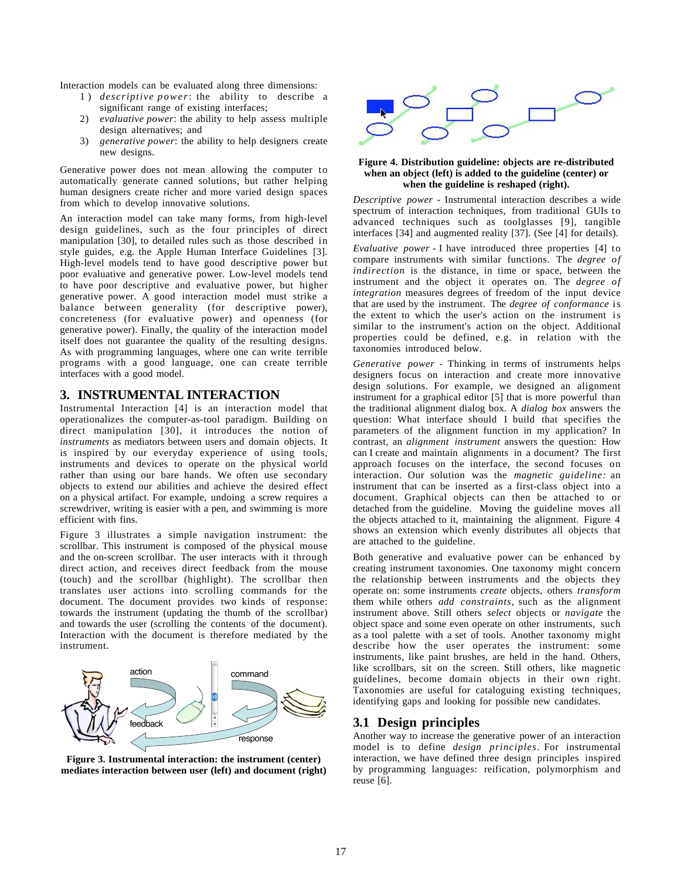Interaction models can be evaluated along three dimensions:

1) *descriptive power*: the ability to describe a significant range of existing interfaces;
2) *evaluative power*: the ability to help assess multiple design alternatives; and
3) *generative power*: the ability to help designers create new designs.

Generative power does not mean allowing the computer to automatically generate canned solutions, but rather helping human designers create richer and more varied design spaces from which to develop innovative solutions.

An interaction model can take many forms, from high-level design guidelines, such as the four principles of direct manipulation [30], to detailed rules such as those described in style guides, e.g. the Apple Human Interface Guidelines [3]. High-level models tend to have good descriptive power but poor evaluative and generative power. Low-level models tend to have poor descriptive and evaluative power, but higher generative power. A good interaction model must strike a balance between generality (for descriptive power), concreteness (for evaluative power) and openness (for generative power). Finally, the quality of the interaction model itself does not guarantee the quality of the resulting designs. As with programming languages, where one can write terrible programs with a good language, one can create terrible interfaces with a good model.

## 3. INSTRUMENTAL INTERACTION

Instrumental Interaction [4] is an interaction model that operationalizes the computer-as-tool paradigm. Building on direct manipulation [30], it introduces the notion of *instruments* as mediators between users and domain objects. It is inspired by our everyday experience of using tools, instruments and devices to operate on the physical world rather than using our bare hands. We often use secondary objects to extend our abilities and achieve the desired effect on a physical artifact. For example, undoing a screw requires a screwdriver, writing is easier with a pen, and swimming is more efficient with fins.

Figure 3 illustrates a simple navigation instrument: the scrollbar. This instrument is composed of the physical mouse and the on-screen scrollbar. The user interacts with it through direct action, and receives direct feedback from the mouse (touch) and the scrollbar (highlight). The scrollbar then translates user actions into scrolling commands for the document. The document provides two kinds of response: towards the instrument (updating the thumb of the scrollbar) and towards the user (scrolling the contents of the document). Interaction with the document is therefore mediated by the instrument.

**Figure 3. Instrumental interaction: the instrument (center) mediates interaction between user (left) and document (right)**

**Figure 4. Distribution guideline: objects are re-distributed when an object (left) is added to the guideline (center) or when the guideline is reshaped (right).**

*Descriptive power* - Instrumental interaction describes a wide spectrum of interaction techniques, from traditional GUIs to advanced techniques such as toolglasses [9], tangible interfaces [34] and augmented reality [37]. (See [4] for details).

*Evaluative power* - I have introduced three properties [4] to compare instruments with similar functions. The *degree of indirection* is the distance, in time or space, between the instrument and the object it operates on. The *degree of integration* measures degrees of freedom of the input device that are used by the instrument. The *degree of conformance* is the extent to which the user's action on the instrument is similar to the instrument's action on the object. Additional properties could be defined, e.g. in relation with the taxonomies introduced below.

*Generative power* - Thinking in terms of instruments helps designers focus on interaction and create more innovative design solutions. For example, we designed an alignment instrument for a graphical editor [5] that is more powerful than the traditional alignment dialog box. A *dialog box* answers the question: What interface should I build that specifies the parameters of the alignment function in my application? In contrast, an *alignment instrument* answers the question: How can I create and maintain alignments in a document? The first approach focuses on the interface, the second focuses on interaction. Our solution was the *magnetic guideline:* an instrument that can be inserted as a first-class object into a document. Graphical objects can then be attached to or detached from the guideline. Moving the guideline moves all the objects attached to it, maintaining the alignment. Figure 4 shows an extension which evenly distributes all objects that are attached to the guideline.

Both generative and evaluative power can be enhanced by creating instrument taxonomies. One taxonomy might concern the relationship between instruments and the objects they operate on: some instruments *create* objects, others *transform* them while others *add constraints*, such as the alignment instrument above. Still others *select* objects or *navigate* the object space and some even operate on other instruments, such as a tool palette with a set of tools. Another taxonomy might describe how the user operates the instrument: some instruments, like paint brushes, are held in the hand. Others, like scrollbars, sit on the screen. Still others, like magnetic guidelines, become domain objects in their own right. Taxonomies are useful for cataloguing existing techniques, identifying gaps and looking for possible new candidates.

### 3.1 Design principles

Another way to increase the generative power of an interaction model is to define *design principles*. For instrumental interaction, we have defined three design principles inspired by programming languages: reification, polymorphism and reuse [6].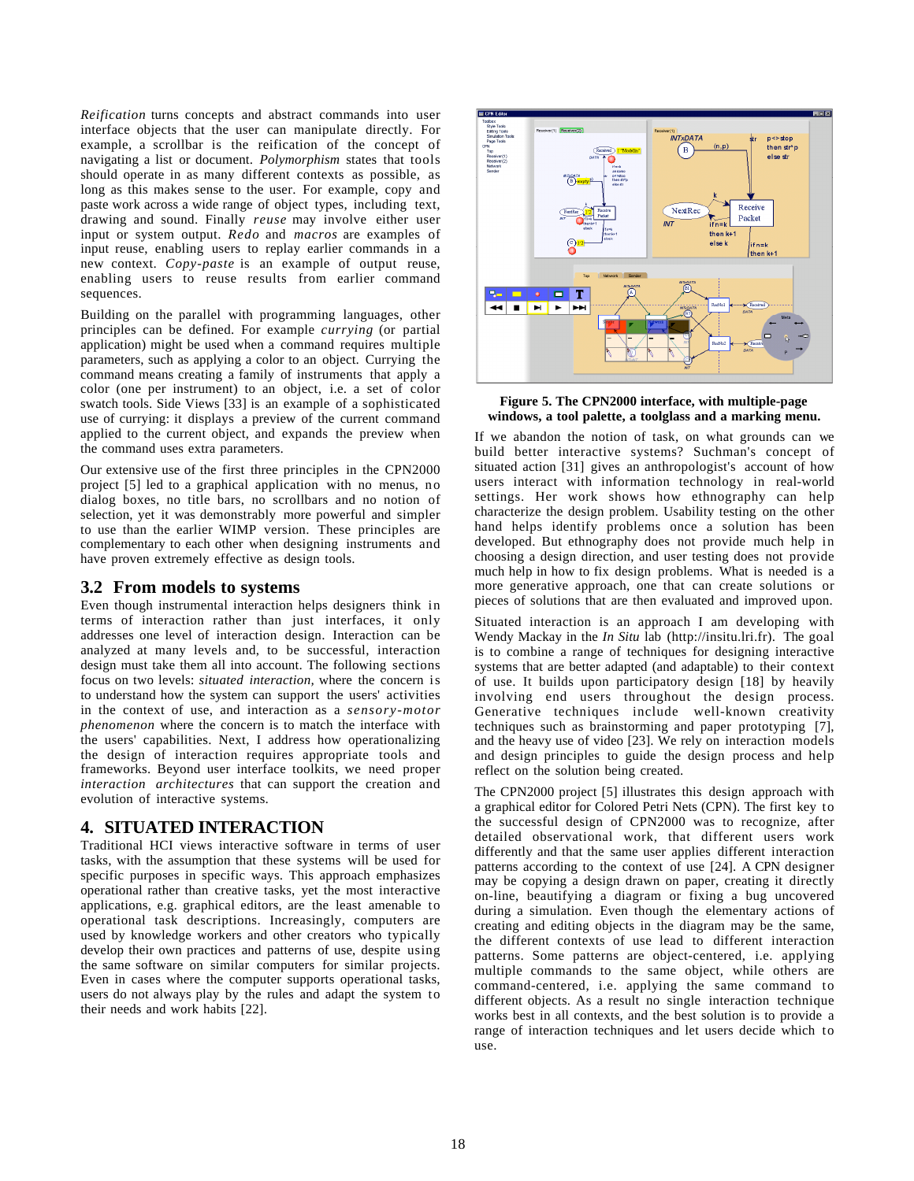*Reification* turns concepts and abstract commands into user interface objects that the user can manipulate directly. For example, a scrollbar is the reification of the concept of navigating a list or document. *Polymorphism* states that tools should operate in as many different contexts as possible, as long as this makes sense to the user. For example, copy and paste work across a wide range of object types, including text, drawing and sound. Finally *reuse* may involve either user input or system output. *Redo* and *macros* are examples of input reuse, enabling users to replay earlier commands in a new context. *Copy-paste* is an example of output reuse, enabling users to reuse results from earlier command sequences.

Building on the parallel with programming languages, other principles can be defined. For example *currying* (or partial application) might be used when a command requires multiple parameters, such as applying a color to an object. Currying the command means creating a family of instruments that apply a color (one per instrument) to an object, i.e. a set of color swatch tools. Side Views [33] is an example of a sophisticated use of currying: it displays a preview of the current command applied to the current object, and expands the preview when the command uses extra parameters.

Our extensive use of the first three principles in the CPN2000 project [5] led to a graphical application with no menus, no dialog boxes, no title bars, no scrollbars and no notion of selection, yet it was demonstrably more powerful and simpler to use than the earlier WIMP version. These principles are complementary to each other when designing instruments and have proven extremely effective as design tools.

## 3.2 From models to systems

Even though instrumental interaction helps designers think in terms of interaction rather than just interfaces, it only addresses one level of interaction design. Interaction can be analyzed at many levels and, to be successful, interaction design must take them all into account. The following sections focus on two levels: *situated interaction*, where the concern is to understand how the system can support the users' activities in the context of use, and interaction as a *sensory-motor phenomenon* where the concern is to match the interface with the users' capabilities. Next, I address how operationalizing the design of interaction requires appropriate tools and frameworks. Beyond user interface toolkits, we need proper *interaction architectures* that can support the creation and evolution of interactive systems.

# 4. SITUATED INTERACTION

Traditional HCI views interactive software in terms of user tasks, with the assumption that these systems will be used for specific purposes in specific ways. This approach emphasizes operational rather than creative tasks, yet the most interactive applications, e.g. graphical editors, are the least amenable to operational task descriptions. Increasingly, computers are used by knowledge workers and other creators who typically develop their own practices and patterns of use, despite using the same software on similar computers for similar projects. Even in cases where the computer supports operational tasks, users do not always play by the rules and adapt the system to their needs and work habits [22].

**Figure 5. The CPN2000 interface, with multiple-page windows, a tool palette, a toolglass and a marking menu.**

If we abandon the notion of task, on what grounds can we build better interactive systems? Suchman's concept of situated action [31] gives an anthropologist's account of how users interact with information technology in real-world settings. Her work shows how ethnography can help characterize the design problem. Usability testing on the other hand helps identify problems once a solution has been developed. But ethnography does not provide much help in choosing a design direction, and user testing does not provide much help in how to fix design problems. What is needed is a more generative approach, one that can create solutions or pieces of solutions that are then evaluated and improved upon.

Situated interaction is an approach I am developing with Wendy Mackay in the *In Situ* lab (http://insitu.lri.fr). The goal is to combine a range of techniques for designing interactive systems that are better adapted (and adaptable) to their context of use. It builds upon participatory design [18] by heavily involving end users throughout the design process. Generative techniques include well-known creativity techniques such as brainstorming and paper prototyping [7], and the heavy use of video [23]. We rely on interaction models and design principles to guide the design process and help reflect on the solution being created.

The CPN2000 project [5] illustrates this design approach with a graphical editor for Colored Petri Nets (CPN). The first key to the successful design of CPN2000 was to recognize, after detailed observational work, that different users work differently and that the same user applies different interaction patterns according to the context of use [24]. A CPN designer may be copying a design drawn on paper, creating it directly on-line, beautifying a diagram or fixing a bug uncovered during a simulation. Even though the elementary actions of creating and editing objects in the diagram may be the same, the different contexts of use lead to different interaction patterns. Some patterns are object-centered, i.e. applying multiple commands to the same object, while others are command-centered, i.e. applying the same command to different objects. As a result no single interaction technique works best in all contexts, and the best solution is to provide a range of interaction techniques and let users decide which to use.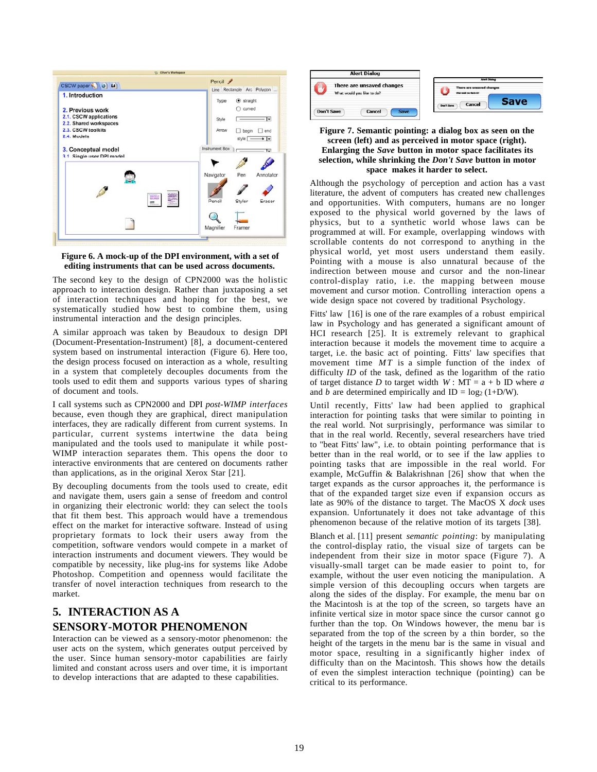**Figure 6. A mock-up of the DPI environment, with a set of editing instruments that can be used across documents.**

The second key to the design of CPN2000 was the holistic approach to interaction design. Rather than juxtaposing a set of interaction techniques and hoping for the best, we systematically studied how best to combine them, using instrumental interaction and the design principles.

A similar approach was taken by Beaudoux to design DPI (Document-Presentation-Instrument) [8], a document-centered system based on instrumental interaction (Figure 6). Here too, the design process focused on interaction as a whole, resulting in a system that completely decouples documents from the tools used to edit them and supports various types of sharing of document and tools.

I call systems such as CPN2000 and DPI *post-WIMP interfaces* because, even though they are graphical, direct manipulation interfaces, they are radically different from current systems. In particular, current systems intertwine the data being manipulated and the tools used to manipulate it while post-WIMP interaction separates them. This opens the door to interactive environments that are centered on documents rather than applications, as in the original Xerox Star [21].

By decoupling documents from the tools used to create, edit and navigate them, users gain a sense of freedom and control in organizing their electronic world: they can select the tools that fit them best. This approach would have a tremendous effect on the market for interactive software. Instead of using proprietary formats to lock their users away from the competition, software vendors would compete in a market of interaction instruments and document viewers. They would be compatible by necessity, like plug-ins for systems like Adobe Photoshop. Competition and openness would facilitate the transfer of novel interaction techniques from research to the market.

## 5. INTERACTION AS A SENSORY-MOTOR PHENOMENON

Interaction can be viewed as a sensory-motor phenomenon: the user acts on the system, which generates output perceived by the user. Since human sensory-motor capabilities are fairly limited and constant across users and over time, it is important to develop interactions that are adapted to these capabilities.

**Figure 7. Semantic pointing: a dialog box as seen on the screen (left) and as perceived in motor space (right). Enlarging the *Save* button in motor space facilitates its selection, while shrinking the *Don't Save* button in motor space makes it harder to select.**

Although the psychology of perception and action has a vast literature, the advent of computers has created new challenges and opportunities. With computers, humans are no longer exposed to the physical world governed by the laws of physics, but to a synthetic world whose laws can be programmed at will. For example, overlapping windows with scrollable contents do not correspond to anything in the physical world, yet most users understand them easily. Pointing with a mouse is also unnatural because of the indirection between mouse and cursor and the non-linear control-display ratio, i.e. the mapping between mouse movement and cursor motion. Controlling interaction opens a wide design space not covered by traditional Psychology.

Fitts' law [16] is one of the rare examples of a robust empirical law in Psychology and has generated a significant amount of HCI research [25]. It is extremely relevant to graphical interaction because it models the movement time to acquire a target, i.e. the basic act of pointing. Fitts' law specifies that movement time $MT$ is a simple function of the index of difficulty $ID$ of the task, defined as the logarithm of the ratio of target distance $D$ to target width $W$: $MT = a + b\ ID$ where $a$ and $b$ are determined empirically and $ID = \log_2 (1+D/W)$.

Until recently, Fitts' law had been applied to graphical interaction for pointing tasks that were similar to pointing in the real world. Not surprisingly, performance was similar to that in the real world. Recently, several researchers have tried to "beat Fitts' law", i.e. to obtain pointing performance that is better than in the real world, or to see if the law applies to pointing tasks that are impossible in the real world. For example, McGuffin & Balakrishnan [26] show that when the target expands as the cursor approaches it, the performance is that of the expanded target size even if expansion occurs as late as 90% of the distance to target. The MacOS X *dock* uses expansion. Unfortunately it does not take advantage of this phenomenon because of the relative motion of its targets [38].

Blanch et al. [11] present *semantic pointing*: by manipulating the control-display ratio, the visual size of targets can be independent from their size in motor space (Figure 7). A visually-small target can be made easier to point to, for example, without the user even noticing the manipulation. A simple version of this decoupling occurs when targets are along the sides of the display. For example, the menu bar on the Macintosh is at the top of the screen, so targets have an infinite vertical size in motor space since the cursor cannot go further than the top. On Windows however, the menu bar is separated from the top of the screen by a thin border, so the height of the targets in the menu bar is the same in visual and motor space, resulting in a significantly higher index of difficulty than on the Macintosh. This shows how the details of even the simplest interaction technique (pointing) can be critical to its performance.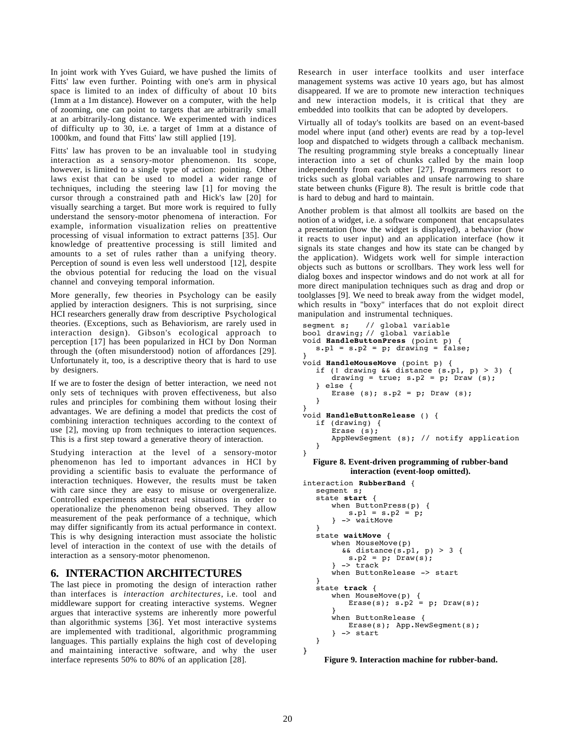In joint work with Yves Guiard, we have pushed the limits of Fitts' law even further. Pointing with one's arm in physical space is limited to an index of difficulty of about 10 bits (1mm at a 1m distance). However on a computer, with the help of zooming, one can point to targets that are arbitrarily small at an arbitrarily-long distance. We experimented with indices of difficulty up to 30, i.e. a target of 1mm at a distance of 1000km, and found that Fitts' law still applied [19].

Fitts' law has proven to be an invaluable tool in studying interaction as a sensory-motor phenomenon. Its scope, however, is limited to a single type of action: pointing. Other laws exist that can be used to model a wider range of techniques, including the steering law [1] for moving the cursor through a constrained path and Hick's law [20] for visually searching a target. But more work is required to fully understand the sensory-motor phenomena of interaction. For example, information visualization relies on preattentive processing of visual information to extract patterns [35]. Our knowledge of preattentive processing is still limited and amounts to a set of rules rather than a unifying theory. Perception of sound is even less well understood [12], despite the obvious potential for reducing the load on the visual channel and conveying temporal information.

More generally, few theories in Psychology can be easily applied by interaction designers. This is not surprising, since HCI researchers generally draw from descriptive Psychological theories. (Exceptions, such as Behaviorism, are rarely used in interaction design). Gibson's ecological approach to perception [17] has been popularized in HCI by Don Norman through the (often misunderstood) notion of affordances [29]. Unfortunately it, too, is a descriptive theory that is hard to use by designers.

If we are to foster the design of better interaction, we need not only sets of techniques with proven effectiveness, but also rules and principles for combining them without losing their advantages. We are defining a model that predicts the cost of combining interaction techniques according to the context of use [2], moving up from techniques to interaction sequences. This is a first step toward a generative theory of interaction.

Studying interaction at the level of a sensory-motor phenomenon has led to important advances in HCI by providing a scientific basis to evaluate the performance of interaction techniques. However, the results must be taken with care since they are easy to misuse or overgeneralize. Controlled experiments abstract real situations in order to operationalize the phenomenon being observed. They allow measurement of the peak performance of a technique, which may differ significantly from its actual performance in context. This is why designing interaction must associate the holistic level of interaction in the context of use with the details of interaction as a sensory-motor phenomenon.

## 6. INTERACTION ARCHITECTURES

The last piece in promoting the design of interaction rather than interfaces is *interaction architectures*, i.e. tool and middleware support for creating interactive systems. Wegner argues that interactive systems are inherently more powerful than algorithmic systems [36]. Yet most interactive systems are implemented with traditional, algorithmic programming languages. This partially explains the high cost of developing and maintaining interactive software, and why the user interface represents 50% to 80% of an application [28].

Research in user interface toolkits and user interface management systems was active 10 years ago, but has almost disappeared. If we are to promote new interaction techniques and new interaction models, it is critical that they are embedded into toolkits that can be adopted by developers.

Virtually all of today's toolkits are based on an event-based model where input (and other) events are read by a top-level loop and dispatched to widgets through a callback mechanism. The resulting programming style breaks a conceptually linear interaction into a set of chunks called by the main loop independently from each other [27]. Programmers resort to tricks such as global variables and unsafe narrowing to share state between chunks (Figure 8). The result is brittle code that is hard to debug and hard to maintain.

Another problem is that almost all toolkits are based on the notion of a widget, i.e. a software component that encapsulates a presentation (how the widget is displayed), a behavior (how it reacts to user input) and an application interface (how it signals its state changes and how its state can be changed by the application). Widgets work well for simple interaction objects such as buttons or scrollbars. They work less well for dialog boxes and inspector windows and do not work at all for more direct manipulation techniques such as drag and drop or toolglasses [9]. We need to break away from the widget model, which results in "boxy" interfaces that do not exploit direct manipulation and instrumental techniques.

```
segment s;   // global variable
bool drawing; // global variable
void HandleButtonPress (point p) {
   s.p1 = s.p2 = p; drawing = false;
}
void HandleMouseMove (point p) {
   if (! drawing && distance (s.p1, p) > 3) {
      drawing = true; s.p2 = p; Draw (s);
   } else {
      Erase (s); s.p2 = p; Draw (s);
   }
}
void HandleButtonRelease () {
   if (drawing) {
      Erase (s);
      AppNewSegment (s); // notify application
   }
}
```

**Figure 8. Event-driven programming of rubber-band interaction (event-loop omitted).**

```
interaction RubberBand {
   segment s;
   state start {
      when ButtonPress(p) {
         s.p1 = s.p2 = p;
      } -> waitMove
   }
   state waitMove {
      when MouseMove(p)
        && distance(s.p1, p) > 3 {
         s.p2 = p; Draw(s);
      } -> track
      when ButtonRelease -> start
   }
   state track {
      when MouseMove(p) {
         Erase(s); s.p2 = p; Draw(s);
      }
      when ButtonRelease {
         Erase(s); App.NewSegment(s);
      } -> start
   }
}
```

**Figure 9. Interaction machine for rubber-band.**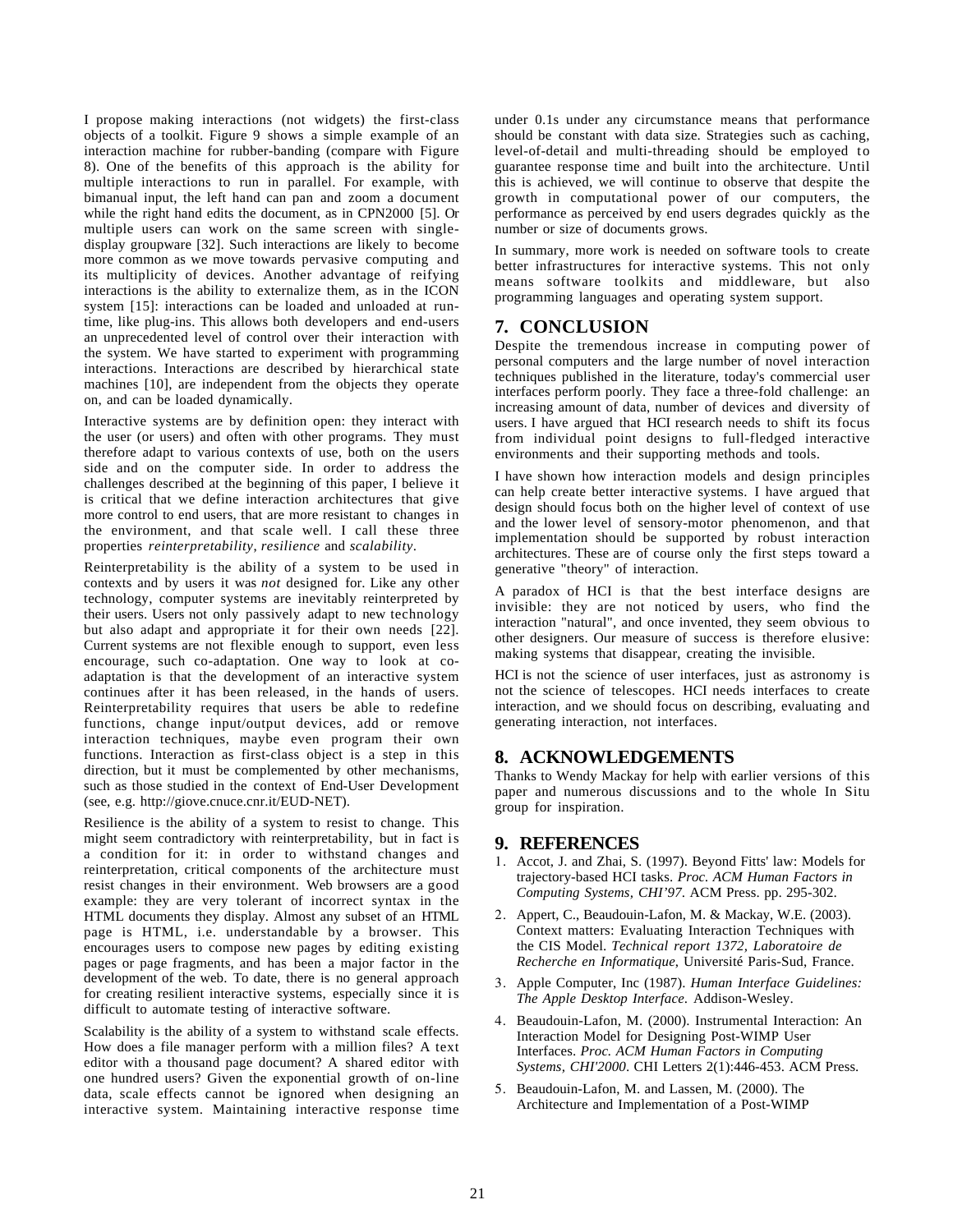I propose making interactions (not widgets) the first-class objects of a toolkit. Figure 9 shows a simple example of an interaction machine for rubber-banding (compare with Figure 8). One of the benefits of this approach is the ability for multiple interactions to run in parallel. For example, with bimanual input, the left hand can pan and zoom a document while the right hand edits the document, as in CPN2000 [5]. Or multiple users can work on the same screen with single-display groupware [32]. Such interactions are likely to become more common as we move towards pervasive computing and its multiplicity of devices. Another advantage of reifying interactions is the ability to externalize them, as in the ICON system [15]: interactions can be loaded and unloaded at run-time, like plug-ins. This allows both developers and end-users an unprecedented level of control over their interaction with the system. We have started to experiment with programming interactions. Interactions are described by hierarchical state machines [10], are independent from the objects they operate on, and can be loaded dynamically.

Interactive systems are by definition open: they interact with the user (or users) and often with other programs. They must therefore adapt to various contexts of use, both on the users side and on the computer side. In order to address the challenges described at the beginning of this paper, I believe it is critical that we define interaction architectures that give more control to end users, that are more resistant to changes in the environment, and that scale well. I call these three properties *reinterpretability, resilience* and *scalability*.

Reinterpretability is the ability of a system to be used in contexts and by users it was *not* designed for. Like any other technology, computer systems are inevitably reinterpreted by their users. Users not only passively adapt to new technology but also adapt and appropriate it for their own needs [22]. Current systems are not flexible enough to support, even less encourage, such co-adaptation. One way to look at co-adaptation is that the development of an interactive system continues after it has been released, in the hands of users. Reinterpretability requires that users be able to redefine functions, change input/output devices, add or remove interaction techniques, maybe even program their own functions. Interaction as first-class object is a step in this direction, but it must be complemented by other mechanisms, such as those studied in the context of End-User Development (see, e.g. http://giove.cnuce.cnr.it/EUD-NET).

Resilience is the ability of a system to resist to change. This might seem contradictory with reinterpretability, but in fact is a condition for it: in order to withstand changes and reinterpretation, critical components of the architecture must resist changes in their environment. Web browsers are a good example: they are very tolerant of incorrect syntax in the HTML documents they display. Almost any subset of an HTML page is HTML, i.e. understandable by a browser. This encourages users to compose new pages by editing existing pages or page fragments, and has been a major factor in the development of the web. To date, there is no general approach for creating resilient interactive systems, especially since it is difficult to automate testing of interactive software.

Scalability is the ability of a system to withstand scale effects. How does a file manager perform with a million files? A text editor with a thousand page document? A shared editor with one hundred users? Given the exponential growth of on-line data, scale effects cannot be ignored when designing an interactive system. Maintaining interactive response time under 0.1s under any circumstance means that performance should be constant with data size. Strategies such as caching, level-of-detail and multi-threading should be employed to guarantee response time and built into the architecture. Until this is achieved, we will continue to observe that despite the growth in computational power of our computers, the performance as perceived by end users degrades quickly as the number or size of documents grows.

In summary, more work is needed on software tools to create better infrastructures for interactive systems. This not only means software toolkits and middleware, but also programming languages and operating system support.

## 7. CONCLUSION

Despite the tremendous increase in computing power of personal computers and the large number of novel interaction techniques published in the literature, today's commercial user interfaces perform poorly. They face a three-fold challenge: an increasing amount of data, number of devices and diversity of users. I have argued that HCI research needs to shift its focus from individual point designs to full-fledged interactive environments and their supporting methods and tools.

I have shown how interaction models and design principles can help create better interactive systems. I have argued that design should focus both on the higher level of context of use and the lower level of sensory-motor phenomenon, and that implementation should be supported by robust interaction architectures. These are of course only the first steps toward a generative "theory" of interaction.

A paradox of HCI is that the best interface designs are invisible: they are not noticed by users, who find the interaction "natural", and once invented, they seem obvious to other designers. Our measure of success is therefore elusive: making systems that disappear, creating the invisible.

HCI is not the science of user interfaces, just as astronomy is not the science of telescopes. HCI needs interfaces to create interaction, and we should focus on describing, evaluating and generating interaction, not interfaces.

## 8. ACKNOWLEDGEMENTS

Thanks to Wendy Mackay for help with earlier versions of this paper and numerous discussions and to the whole In Situ group for inspiration.

## 9. REFERENCES

1. Accot, J. and Zhai, S. (1997). Beyond Fitts' law: Models for trajectory-based HCI tasks. *Proc. ACM Human Factors in Computing Systems, CHI'97*. ACM Press. pp. 295-302.
2. Appert, C., Beaudouin-Lafon, M. & Mackay, W.E. (2003). Context matters: Evaluating Interaction Techniques with the CIS Model. *Technical report 1372, Laboratoire de Recherche en Informatique*, Université Paris-Sud, France.
3. Apple Computer, Inc (1987). *Human Interface Guidelines: The Apple Desktop Interface*. Addison-Wesley.
4. Beaudouin-Lafon, M. (2000). Instrumental Interaction: An Interaction Model for Designing Post-WIMP User Interfaces. *Proc. ACM Human Factors in Computing Systems, CHI'2000*. CHI Letters 2(1):446-453. ACM Press.
5. Beaudouin-Lafon, M. and Lassen, M. (2000). The Architecture and Implementation of a Post-WIMP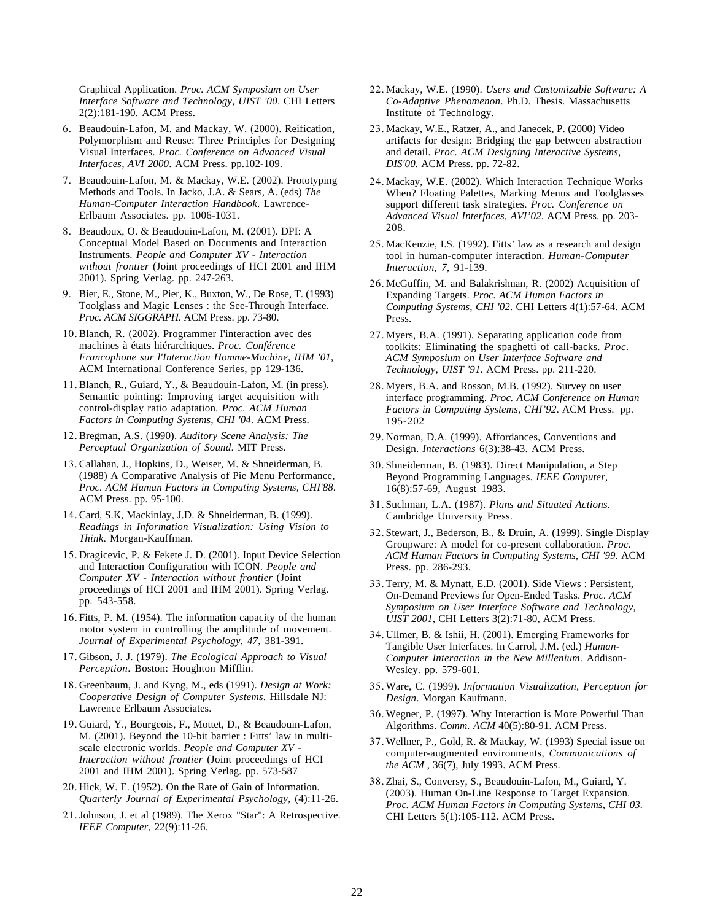Graphical Application. *Proc. ACM Symposium on User Interface Software and Technology, UIST '00*. CHI Letters 2(2):181-190. ACM Press.

6. Beaudouin-Lafon, M. and Mackay, W. (2000). Reification, Polymorphism and Reuse: Three Principles for Designing Visual Interfaces. *Proc. Conference on Advanced Visual Interfaces, AVI 2000*. ACM Press. pp.102-109.
7. Beaudouin-Lafon, M. & Mackay, W.E. (2002). Prototyping Methods and Tools. In Jacko, J.A. & Sears, A. (eds) *The Human-Computer Interaction Handbook*. Lawrence-Erlbaum Associates. pp. 1006-1031.
8. Beaudoux, O. & Beaudouin-Lafon, M. (2001). DPI: A Conceptual Model Based on Documents and Interaction Instruments. *People and Computer XV - Interaction without frontier* (Joint proceedings of HCI 2001 and IHM 2001). Spring Verlag. pp. 247-263.
9. Bier, E., Stone, M., Pier, K., Buxton, W., De Rose, T. (1993) Toolglass and Magic Lenses : the See-Through Interface. *Proc. ACM SIGGRAPH*. ACM Press. pp. 73-80.
10. Blanch, R. (2002). Programmer l'interaction avec des machines à états hiérarchiques. *Proc. Conférence Francophone sur l'Interaction Homme-Machine, IHM '01*, ACM International Conference Series, pp 129-136.
11. Blanch, R., Guiard, Y., & Beaudouin-Lafon, M. (in press). Semantic pointing: Improving target acquisition with control-display ratio adaptation. *Proc. ACM Human Factors in Computing Systems, CHI '04*. ACM Press.
12. Bregman, A.S. (1990). *Auditory Scene Analysis: The Perceptual Organization of Sound*. MIT Press.
13. Callahan, J., Hopkins, D., Weiser, M. & Shneiderman, B. (1988) A Comparative Analysis of Pie Menu Performance, *Proc. ACM Human Factors in Computing Systems, CHI'88*. ACM Press. pp. 95-100.
14. Card, S.K, Mackinlay, J.D. & Shneiderman, B. (1999). *Readings in Information Visualization: Using Vision to Think*. Morgan-Kauffman.
15. Dragicevic, P. & Fekete J. D. (2001). Input Device Selection and Interaction Configuration with ICON. *People and Computer XV - Interaction without frontier* (Joint proceedings of HCI 2001 and IHM 2001). Spring Verlag. pp. 543-558.
16. Fitts, P. M. (1954). The information capacity of the human motor system in controlling the amplitude of movement. *Journal of Experimental Psychology, 47*, 381-391.
17. Gibson, J. J. (1979). *The Ecological Approach to Visual Perception*. Boston: Houghton Mifflin.
18. Greenbaum, J. and Kyng, M., eds (1991). *Design at Work: Cooperative Design of Computer Systems*. Hillsdale NJ: Lawrence Erlbaum Associates.
19. Guiard, Y., Bourgeois, F., Mottet, D., & Beaudouin-Lafon, M. (2001). Beyond the 10-bit barrier : Fitts' law in multi-scale electronic worlds. *People and Computer XV - Interaction without frontier* (Joint proceedings of HCI 2001 and IHM 2001). Spring Verlag. pp. 573-587
20. Hick, W. E. (1952). On the Rate of Gain of Information. *Quarterly Journal of Experimental Psychology*, (4):11-26.
21. Johnson, J. et al (1989). The Xerox "Star": A Retrospective. *IEEE Computer*, 22(9):11-26.
22. Mackay, W.E. (1990). *Users and Customizable Software: A Co-Adaptive Phenomenon*. Ph.D. Thesis. Massachusetts Institute of Technology.
23. Mackay, W.E., Ratzer, A., and Janecek, P. (2000) Video artifacts for design: Bridging the gap between abstraction and detail. *Proc. ACM Designing Interactive Systems, DIS'00*. ACM Press. pp. 72-82.
24. Mackay, W.E. (2002). Which Interaction Technique Works When? Floating Palettes, Marking Menus and Toolglasses support different task strategies. *Proc. Conference on Advanced Visual Interfaces, AVI'02*. ACM Press. pp. 203-208.
25. MacKenzie, I.S. (1992). Fitts' law as a research and design tool in human-computer interaction. *Human-Computer Interaction, 7*, 91-139.
26. McGuffin, M. and Balakrishnan, R. (2002) Acquisition of Expanding Targets. *Proc. ACM Human Factors in Computing Systems, CHI '02*. CHI Letters 4(1):57-64. ACM Press.
27. Myers, B.A. (1991). Separating application code from toolkits: Eliminating the spaghetti of call-backs. *Proc. ACM Symposium on User Interface Software and Technology, UIST '91*. ACM Press. pp. 211-220.
28. Myers, B.A. and Rosson, M.B. (1992). Survey on user interface programming. *Proc. ACM Conference on Human Factors in Computing Systems, CHI'92*. ACM Press. pp. 195-202
29. Norman, D.A. (1999). Affordances, Conventions and Design. *Interactions* 6(3):38-43. ACM Press.
30. Shneiderman, B. (1983). Direct Manipulation, a Step Beyond Programming Languages. *IEEE Computer*, 16(8):57-69, August 1983.
31. Suchman, L.A. (1987). *Plans and Situated Actions*. Cambridge University Press.
32. Stewart, J., Bederson, B., & Druin, A. (1999). Single Display Groupware: A model for co-present collaboration. *Proc. ACM Human Factors in Computing Systems, CHI '99*. ACM Press. pp. 286-293.
33. Terry, M. & Mynatt, E.D. (2001). Side Views : Persistent, On-Demand Previews for Open-Ended Tasks. *Proc. ACM Symposium on User Interface Software and Technology, UIST 2001*, CHI Letters 3(2):71-80, ACM Press.
34. Ullmer, B. & Ishii, H. (2001). Emerging Frameworks for Tangible User Interfaces. In Carrol, J.M. (ed.) *Human-Computer Interaction in the New Millenium*. Addison-Wesley. pp. 579-601.
35. Ware, C. (1999). *Information Visualization, Perception for Design*. Morgan Kaufmann.
36. Wegner, P. (1997). Why Interaction is More Powerful Than Algorithms. *Comm. ACM* 40(5):80-91. ACM Press.
37. Wellner, P., Gold, R. & Mackay, W. (1993) Special issue on computer-augmented environments, *Communications of the ACM* , 36(7), July 1993. ACM Press.
38. Zhai, S., Conversy, S., Beaudouin-Lafon, M., Guiard, Y. (2003). Human On-Line Response to Target Expansion. *Proc. ACM Human Factors in Computing Systems, CHI 03*. CHI Letters 5(1):105-112. ACM Press.